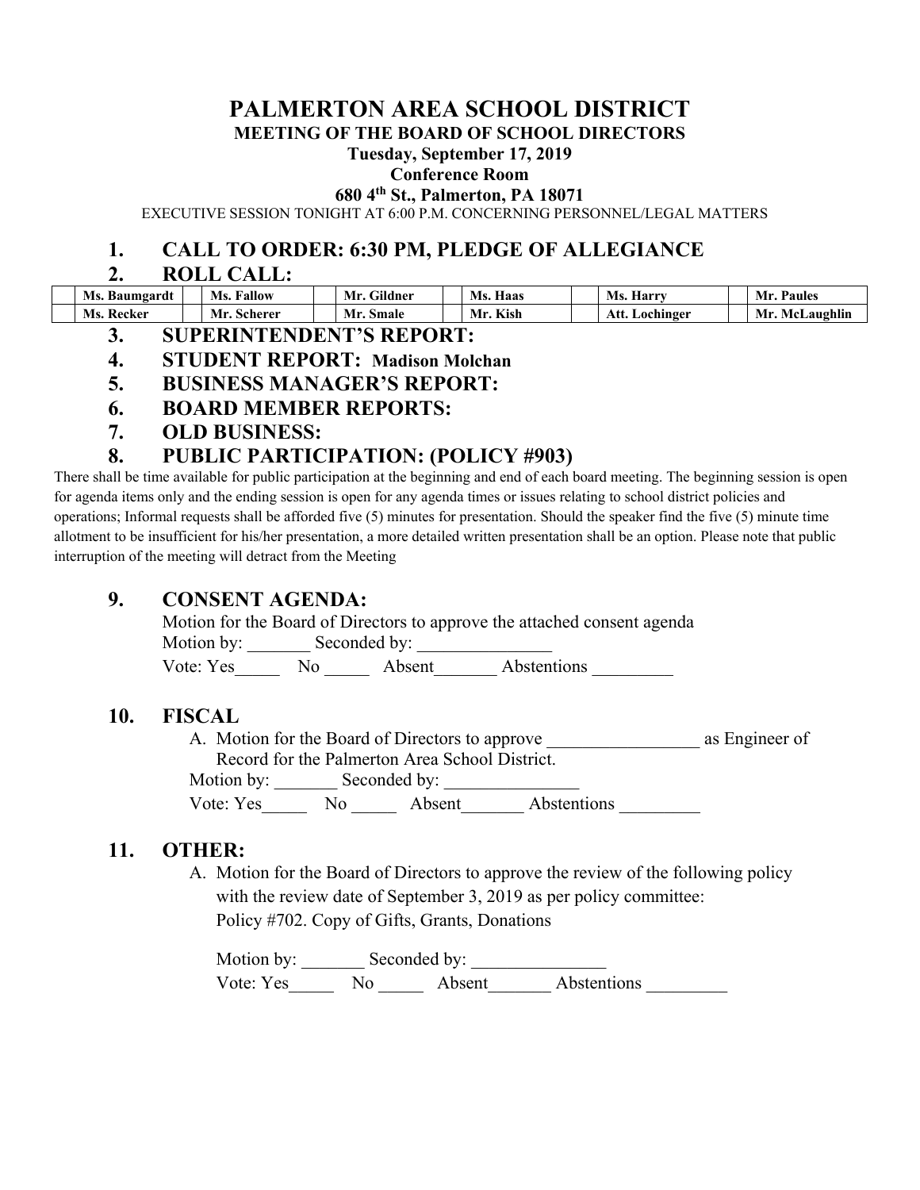# PALMERTON AREA SCHOOL DISTRICT

**MEETING OF THE BOARD OF SCHOOL DIRECTORS**

**Tuesday, September 17, 2019**

**Conference Room**

**680 4th St., Palmerton, PA 18071**

EXECUTIVE SESSION TONIGHT AT 6:00 P.M. CONCERNING PERSONNEL/LEGAL MATTERS

## 1. CALL TO ORDER: 6:30 PM, PLEDGE OF ALLEGIANCE

## 2. ROLL CALL:

| | | | | | | | | | | | |
|---|---|---|---|---|---|---|---|---|---|---|---|
| | Ms. Baumgardt | | Ms. Fallow | | Mr. Gildner | | Ms. Haas | | Ms. Harry | | Mr. Paules |
| | Ms. Recker | | Mr. Scherer | | Mr. Smale | | Mr. Kish | | Att. Lochinger | | Mr. McLaughlin |

## 3. SUPERINTENDENT'S REPORT:

## 4. STUDENT REPORT: Madison Molchan

## 5. BUSINESS MANAGER'S REPORT:

## 6. BOARD MEMBER REPORTS:

## 7. OLD BUSINESS:

## 8. PUBLIC PARTICIPATION: (POLICY #903)

There shall be time available for public participation at the beginning and end of each board meeting. The beginning session is open for agenda items only and the ending session is open for any agenda times or issues relating to school district policies and operations; Informal requests shall be afforded five (5) minutes for presentation. Should the speaker find the five (5) minute time allotment to be insufficient for his/her presentation, a more detailed written presentation shall be an option. Please note that public interruption of the meeting will detract from the Meeting

## 9. CONSENT AGENDA:

Motion for the Board of Directors to approve the attached consent agenda

Motion by: _______ Seconded by: _______________

Vote: Yes_____ No _____ Absent_______ Abstentions _________

## 10. FISCAL

A. Motion for the Board of Directors to approve _________________ as Engineer of Record for the Palmerton Area School District.

Motion by: _______ Seconded by: _______________

Vote: Yes_____ No _____ Absent_______ Abstentions _________

## 11. OTHER:

A. Motion for the Board of Directors to approve the review of the following policy with the review date of September 3, 2019 as per policy committee:
Policy #702. Copy of Gifts, Grants, Donations

Motion by: _______ Seconded by: _______________

Vote: Yes_____ No _____ Absent_______ Abstentions _________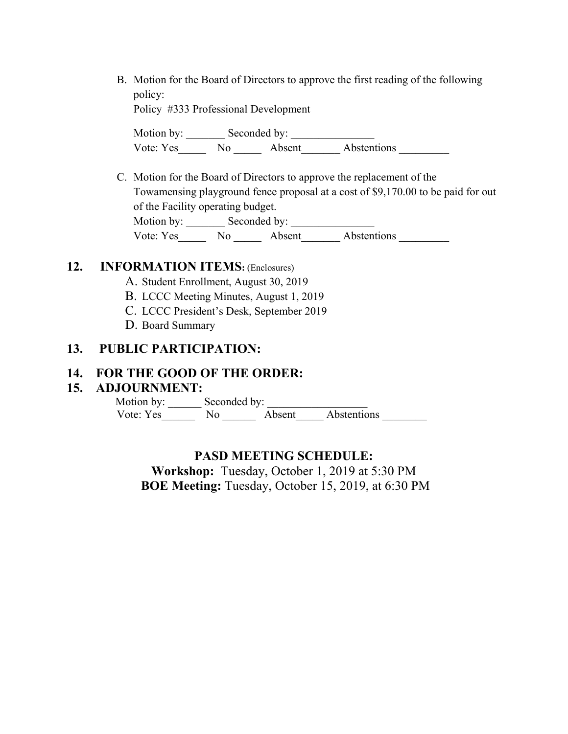B. Motion for the Board of Directors to approve the first reading of the following policy:
   Policy #333 Professional Development

   Motion by: _______ Seconded by: _______________
   Vote: Yes_____ No _____ Absent_______ Abstentions _________

C. Motion for the Board of Directors to approve the replacement of the Towamensing playground fence proposal at a cost of $9,170.00 to be paid for out of the Facility operating budget.
   Motion by: _______ Seconded by: _______________
   Vote: Yes_____ No _____ Absent_______ Abstentions _________

## 12. INFORMATION ITEMS: (Enclosures)

A. Student Enrollment, August 30, 2019
B. LCCC Meeting Minutes, August 1, 2019
C. LCCC President's Desk, September 2019
D. Board Summary

## 13. PUBLIC PARTICIPATION:

## 14. FOR THE GOOD OF THE ORDER:

## 15. ADJOURNMENT:

Motion by: ______ Seconded by: __________________
Vote: Yes______ No ______ Absent_____ Abstentions ________

## PASD MEETING SCHEDULE:

**Workshop:** Tuesday, October 1, 2019 at 5:30 PM
**BOE Meeting:** Tuesday, October 15, 2019, at 6:30 PM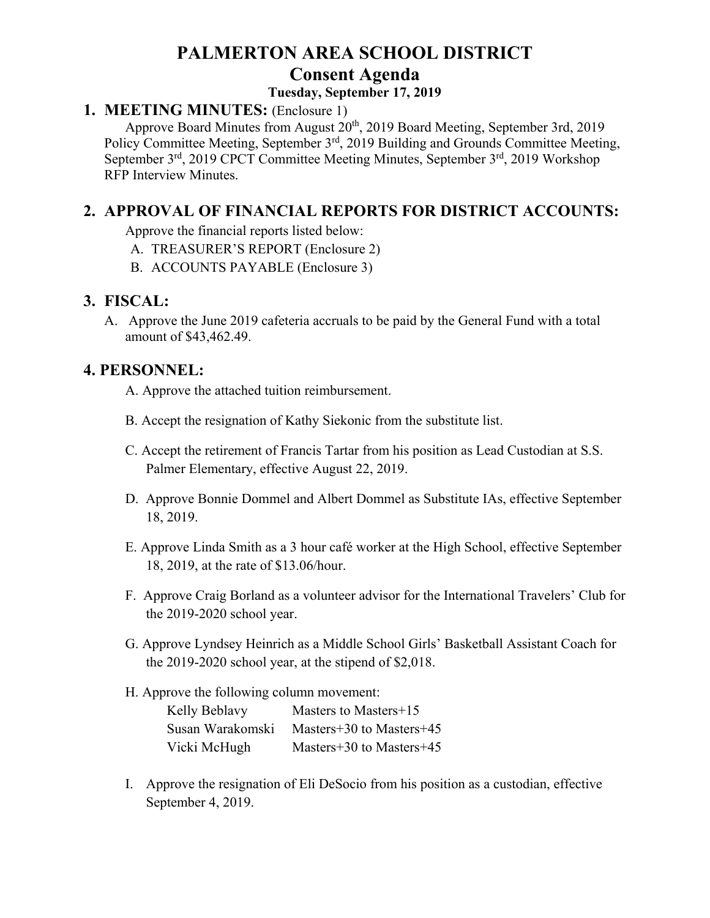# PALMERTON AREA SCHOOL DISTRICT

## Consent Agenda

### Tuesday, September 17, 2019

## 1. MEETING MINUTES: (Enclosure 1)

Approve Board Minutes from August 20th, 2019 Board Meeting, September 3rd, 2019 Policy Committee Meeting, September 3rd, 2019 Building and Grounds Committee Meeting, September 3rd, 2019 CPCT Committee Meeting Minutes, September 3rd, 2019 Workshop RFP Interview Minutes.

## 2. APPROVAL OF FINANCIAL REPORTS FOR DISTRICT ACCOUNTS:

Approve the financial reports listed below:

A. TREASURER'S REPORT (Enclosure 2)
B. ACCOUNTS PAYABLE (Enclosure 3)

## 3. FISCAL:

A. Approve the June 2019 cafeteria accruals to be paid by the General Fund with a total amount of $43,462.49.

## 4. PERSONNEL:

A. Approve the attached tuition reimbursement.

B. Accept the resignation of Kathy Siekonic from the substitute list.

C. Accept the retirement of Francis Tartar from his position as Lead Custodian at S.S. Palmer Elementary, effective August 22, 2019.

D. Approve Bonnie Dommel and Albert Dommel as Substitute IAs, effective September 18, 2019.

E. Approve Linda Smith as a 3 hour café worker at the High School, effective September 18, 2019, at the rate of $13.06/hour.

F. Approve Craig Borland as a volunteer advisor for the International Travelers' Club for the 2019-2020 school year.

G. Approve Lyndsey Heinrich as a Middle School Girls' Basketball Assistant Coach for the 2019-2020 school year, at the stipend of $2,018.

H. Approve the following column movement:

| | |
|---|---|
| Kelly Beblavy | Masters to Masters+15 |
| Susan Warakomski | Masters+30 to Masters+45 |
| Vicki McHugh | Masters+30 to Masters+45 |

I. Approve the resignation of Eli DeSocio from his position as a custodian, effective September 4, 2019.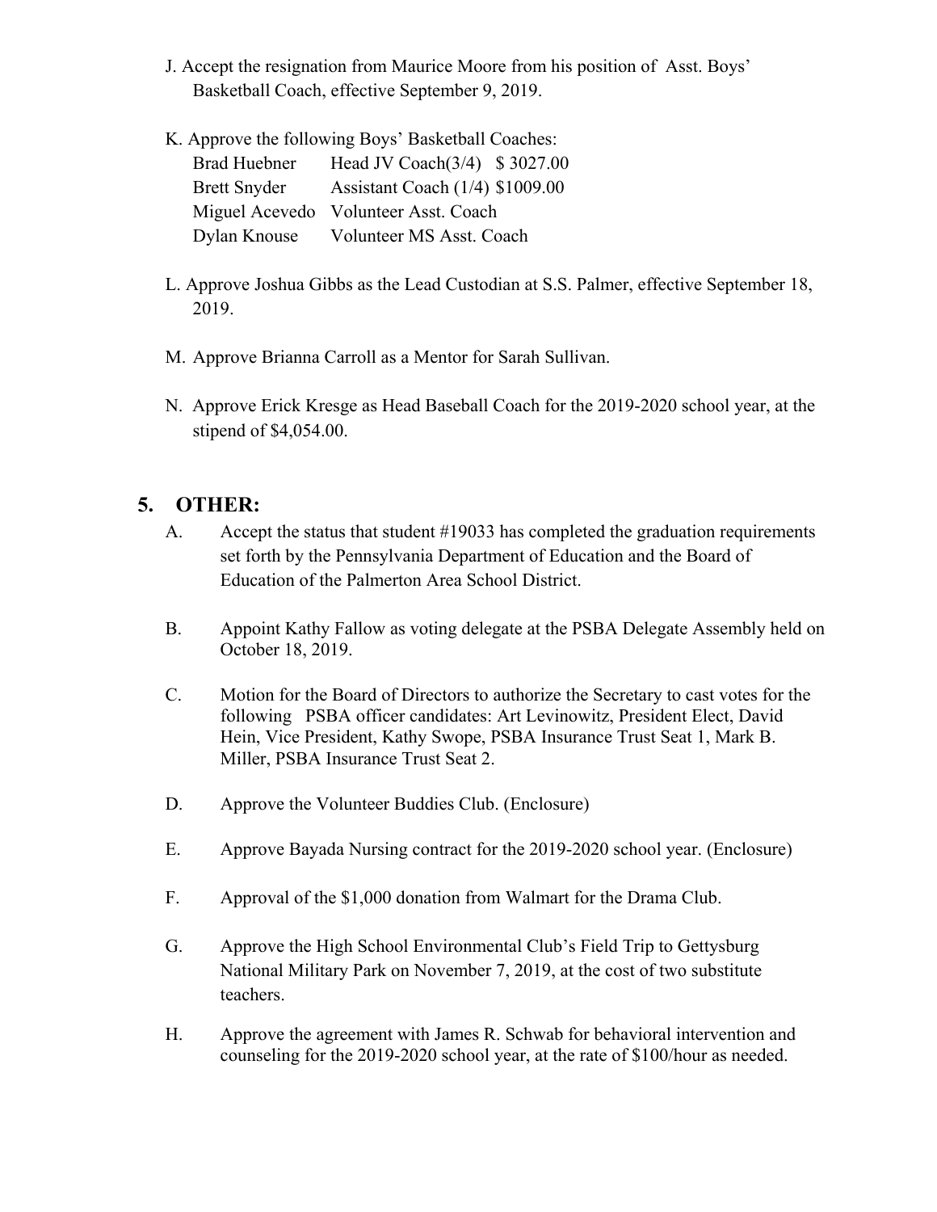J. Accept the resignation from Maurice Moore from his position of Asst. Boys' Basketball Coach, effective September 9, 2019.

K. Approve the following Boys' Basketball Coaches:

| | | |
|---|---|---|
| Brad Huebner | Head JV Coach(3/4) | $ 3027.00 |
| Brett Snyder | Assistant Coach (1/4) | $1009.00 |
| Miguel Acevedo | Volunteer Asst. Coach | |
| Dylan Knouse | Volunteer MS Asst. Coach | |

L. Approve Joshua Gibbs as the Lead Custodian at S.S. Palmer, effective September 18, 2019.

M. Approve Brianna Carroll as a Mentor for Sarah Sullivan.

N. Approve Erick Kresge as Head Baseball Coach for the 2019-2020 school year, at the stipend of $4,054.00.

## 5. OTHER:

A. Accept the status that student #19033 has completed the graduation requirements set forth by the Pennsylvania Department of Education and the Board of Education of the Palmerton Area School District.

B. Appoint Kathy Fallow as voting delegate at the PSBA Delegate Assembly held on October 18, 2019.

C. Motion for the Board of Directors to authorize the Secretary to cast votes for the following PSBA officer candidates: Art Levinowitz, President Elect, David Hein, Vice President, Kathy Swope, PSBA Insurance Trust Seat 1, Mark B. Miller, PSBA Insurance Trust Seat 2.

D. Approve the Volunteer Buddies Club. (Enclosure)

E. Approve Bayada Nursing contract for the 2019-2020 school year. (Enclosure)

F. Approval of the $1,000 donation from Walmart for the Drama Club.

G. Approve the High School Environmental Club's Field Trip to Gettysburg National Military Park on November 7, 2019, at the cost of two substitute teachers.

H. Approve the agreement with James R. Schwab for behavioral intervention and counseling for the 2019-2020 school year, at the rate of $100/hour as needed.